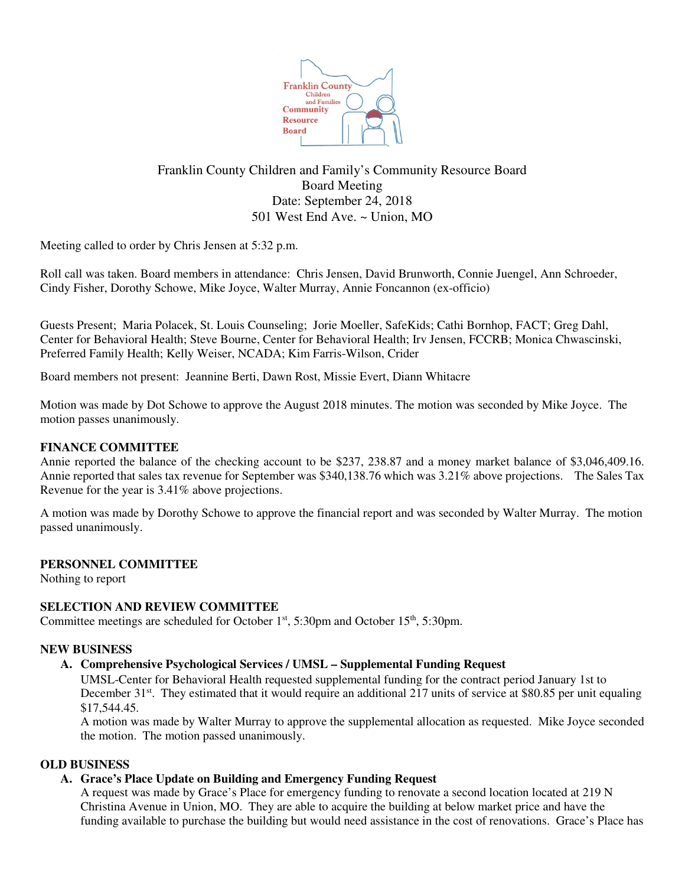Franklin County Children and Family's Community Resource Board
Board Meeting
Date: September 24, 2018
501 West End Ave. ~ Union, MO

Meeting called to order by Chris Jensen at 5:32 p.m.

Roll call was taken. Board members in attendance: Chris Jensen, David Brunworth, Connie Juengel, Ann Schroeder, Cindy Fisher, Dorothy Schowe, Mike Joyce, Walter Murray, Annie Foncannon (ex-officio)

Guests Present; Maria Polacek, St. Louis Counseling; Jorie Moeller, SafeKids; Cathi Bornhop, FACT; Greg Dahl, Center for Behavioral Health; Steve Bourne, Center for Behavioral Health; Irv Jensen, FCCRB; Monica Chwascinski, Preferred Family Health; Kelly Weiser, NCADA; Kim Farris-Wilson, Crider

Board members not present: Jeannine Berti, Dawn Rost, Missie Evert, Diann Whitacre

Motion was made by Dot Schowe to approve the August 2018 minutes. The motion was seconded by Mike Joyce. The motion passes unanimously.

**FINANCE COMMITTEE**

Annie reported the balance of the checking account to be $237, 238.87 and a money market balance of $3,046,409.16. Annie reported that sales tax revenue for September was $340,138.76 which was 3.21% above projections. The Sales Tax Revenue for the year is 3.41% above projections.

A motion was made by Dorothy Schowe to approve the financial report and was seconded by Walter Murray. The motion passed unanimously.

**PERSONNEL COMMITTEE**

Nothing to report

**SELECTION AND REVIEW COMMITTEE**

Committee meetings are scheduled for October 1st, 5:30pm and October 15th, 5:30pm.

**NEW BUSINESS**

A. **Comprehensive Psychological Services / UMSL – Supplemental Funding Request**

UMSL-Center for Behavioral Health requested supplemental funding for the contract period January 1st to December 31st. They estimated that it would require an additional 217 units of service at $80.85 per unit equaling $17,544.45.

A motion was made by Walter Murray to approve the supplemental allocation as requested. Mike Joyce seconded the motion. The motion passed unanimously.

**OLD BUSINESS**

A. **Grace's Place Update on Building and Emergency Funding Request**

A request was made by Grace's Place for emergency funding to renovate a second location located at 219 N Christina Avenue in Union, MO. They are able to acquire the building at below market price and have the funding available to purchase the building but would need assistance in the cost of renovations. Grace's Place has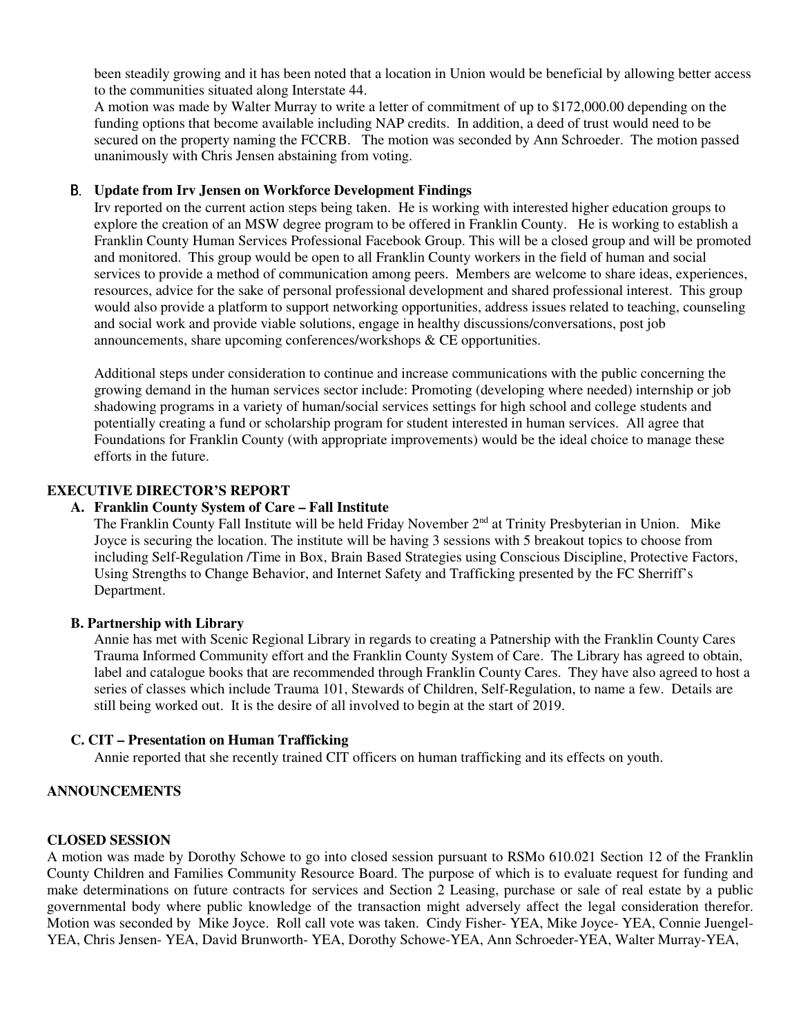been steadily growing and it has been noted that a location in Union would be beneficial by allowing better access to the communities situated along Interstate 44.

A motion was made by Walter Murray to write a letter of commitment of up to $172,000.00 depending on the funding options that become available including NAP credits. In addition, a deed of trust would need to be secured on the property naming the FCCRB. The motion was seconded by Ann Schroeder. The motion passed unanimously with Chris Jensen abstaining from voting.

**B. Update from Irv Jensen on Workforce Development Findings**

Irv reported on the current action steps being taken. He is working with interested higher education groups to explore the creation of an MSW degree program to be offered in Franklin County. He is working to establish a Franklin County Human Services Professional Facebook Group. This will be a closed group and will be promoted and monitored. This group would be open to all Franklin County workers in the field of human and social services to provide a method of communication among peers. Members are welcome to share ideas, experiences, resources, advice for the sake of personal professional development and shared professional interest. This group would also provide a platform to support networking opportunities, address issues related to teaching, counseling and social work and provide viable solutions, engage in healthy discussions/conversations, post job announcements, share upcoming conferences/workshops & CE opportunities.

Additional steps under consideration to continue and increase communications with the public concerning the growing demand in the human services sector include: Promoting (developing where needed) internship or job shadowing programs in a variety of human/social services settings for high school and college students and potentially creating a fund or scholarship program for student interested in human services. All agree that Foundations for Franklin County (with appropriate improvements) would be the ideal choice to manage these efforts in the future.

**EXECUTIVE DIRECTOR'S REPORT**

**A. Franklin County System of Care – Fall Institute**

The Franklin County Fall Institute will be held Friday November 2nd at Trinity Presbyterian in Union. Mike Joyce is securing the location. The institute will be having 3 sessions with 5 breakout topics to choose from including Self-Regulation /Time in Box, Brain Based Strategies using Conscious Discipline, Protective Factors, Using Strengths to Change Behavior, and Internet Safety and Trafficking presented by the FC Sherriff's Department.

**B. Partnership with Library**

Annie has met with Scenic Regional Library in regards to creating a Patnership with the Franklin County Cares Trauma Informed Community effort and the Franklin County System of Care. The Library has agreed to obtain, label and catalogue books that are recommended through Franklin County Cares. They have also agreed to host a series of classes which include Trauma 101, Stewards of Children, Self-Regulation, to name a few. Details are still being worked out. It is the desire of all involved to begin at the start of 2019.

**C. CIT – Presentation on Human Trafficking**

Annie reported that she recently trained CIT officers on human trafficking and its effects on youth.

**ANNOUNCEMENTS**

**CLOSED SESSION**

A motion was made by Dorothy Schowe to go into closed session pursuant to RSMo 610.021 Section 12 of the Franklin County Children and Families Community Resource Board. The purpose of which is to evaluate request for funding and make determinations on future contracts for services and Section 2 Leasing, purchase or sale of real estate by a public governmental body where public knowledge of the transaction might adversely affect the legal consideration therefor. Motion was seconded by Mike Joyce. Roll call vote was taken. Cindy Fisher- YEA, Mike Joyce- YEA, Connie Juengel-YEA, Chris Jensen- YEA, David Brunworth- YEA, Dorothy Schowe-YEA, Ann Schroeder-YEA, Walter Murray-YEA,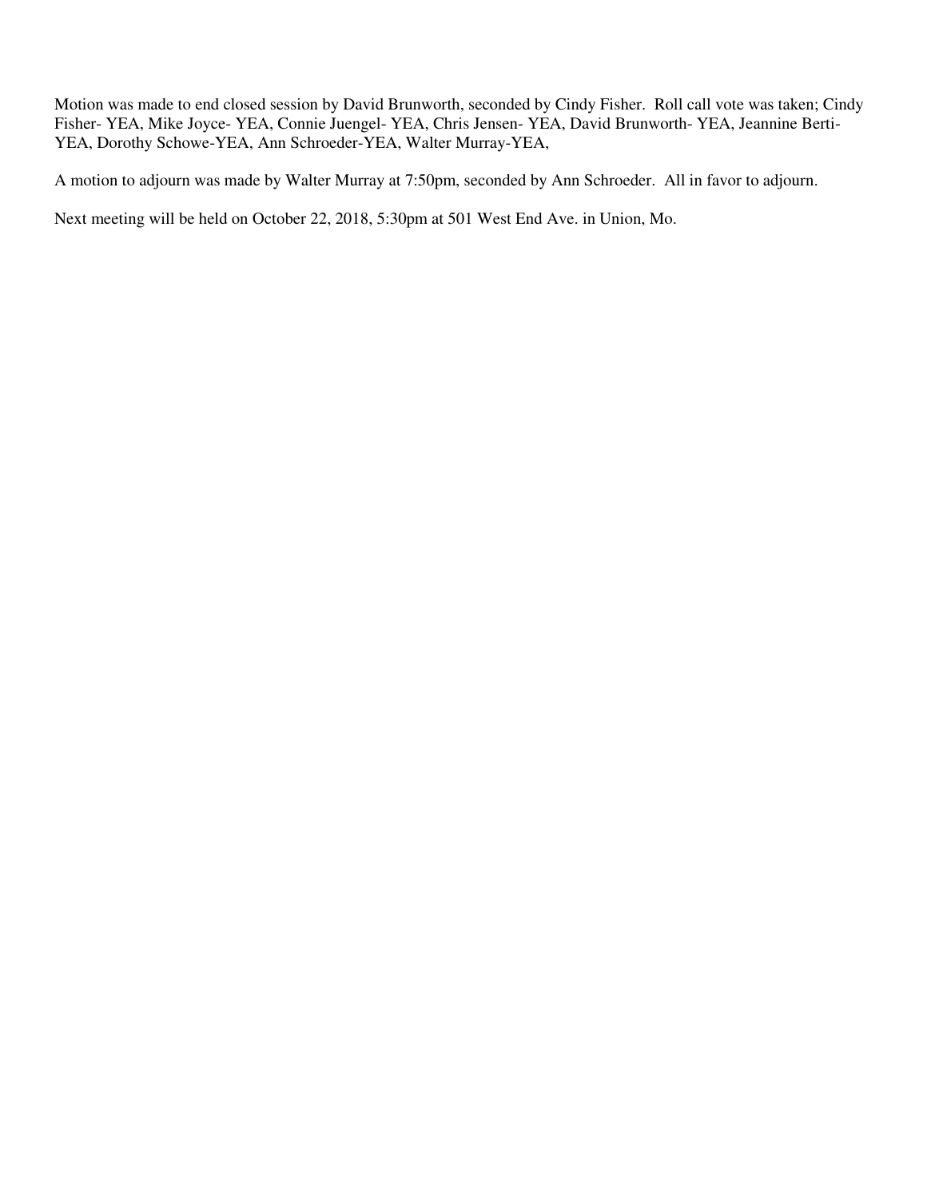Motion was made to end closed session by David Brunworth, seconded by Cindy Fisher. Roll call vote was taken; Cindy Fisher- YEA, Mike Joyce- YEA, Connie Juengel- YEA, Chris Jensen- YEA, David Brunworth- YEA, Jeannine Berti- YEA, Dorothy Schowe-YEA, Ann Schroeder-YEA, Walter Murray-YEA,

A motion to adjourn was made by Walter Murray at 7:50pm, seconded by Ann Schroeder. All in favor to adjourn.

Next meeting will be held on October 22, 2018, 5:30pm at 501 West End Ave. in Union, Mo.